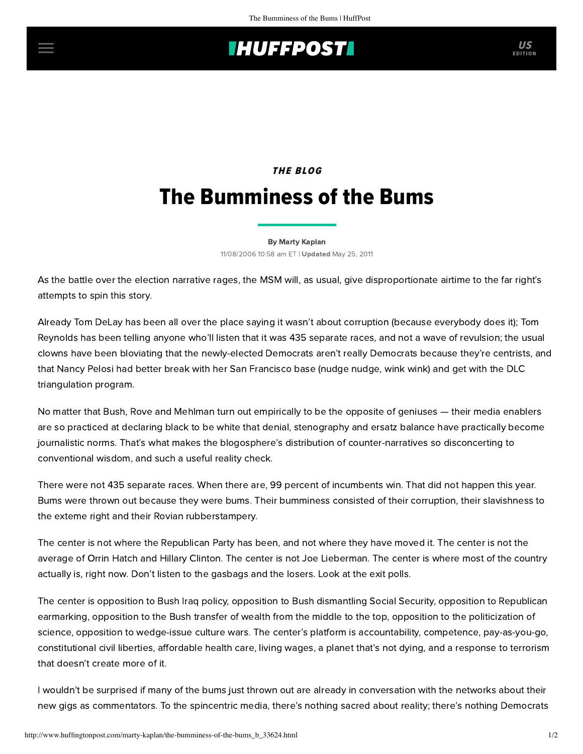*THE BLOG*

# The Bumminess of the Bums

By Marty Kaplan

11/08/2006 10:58 am ET | **Updated** May 25, 2011

As the battle over the election narrative rages, the MSM will, as usual, give disproportionate airtime to the far right's attempts to spin this story.

Already Tom DeLay has been all over the place saying it wasn't about corruption (because everybody does it); Tom Reynolds has been telling anyone who'll listen that it was 435 separate races, and not a wave of revulsion; the usual clowns have been bloviating that the newly-elected Democrats aren't really Democrats because they're centrists, and that Nancy Pelosi had better break with her San Francisco base (nudge nudge, wink wink) and get with the DLC triangulation program.

No matter that Bush, Rove and Mehlman turn out empirically to be the opposite of geniuses — their media enablers are so practiced at declaring black to be white that denial, stenography and ersatz balance have practically become journalistic norms. That's what makes the blogosphere's distribution of counter-narratives so disconcerting to conventional wisdom, and such a useful reality check.

There were not 435 separate races. When there are, 99 percent of incumbents win. That did not happen this year. Bums were thrown out because they were bums. Their bumminess consisted of their corruption, their slavishness to the exteme right and their Rovian rubberstampery.

The center is not where the Republican Party has been, and not where they have moved it. The center is not the average of Orrin Hatch and Hillary Clinton. The center is not Joe Lieberman. The center is where most of the country actually is, right now. Don't listen to the gasbags and the losers. Look at the exit polls.

The center is opposition to Bush Iraq policy, opposition to Bush dismantling Social Security, opposition to Republican earmarking, opposition to the Bush transfer of wealth from the middle to the top, opposition to the politicization of science, opposition to wedge-issue culture wars. The center's platform is accountability, competence, pay-as-you-go, constitutional civil liberties, affordable health care, living wages, a planet that's not dying, and a response to terrorism that doesn't create more of it.

I wouldn't be surprised if many of the bums just thrown out are already in conversation with the networks about their new gigs as commentators. To the spincentric media, there's nothing sacred about reality; there's nothing Democrats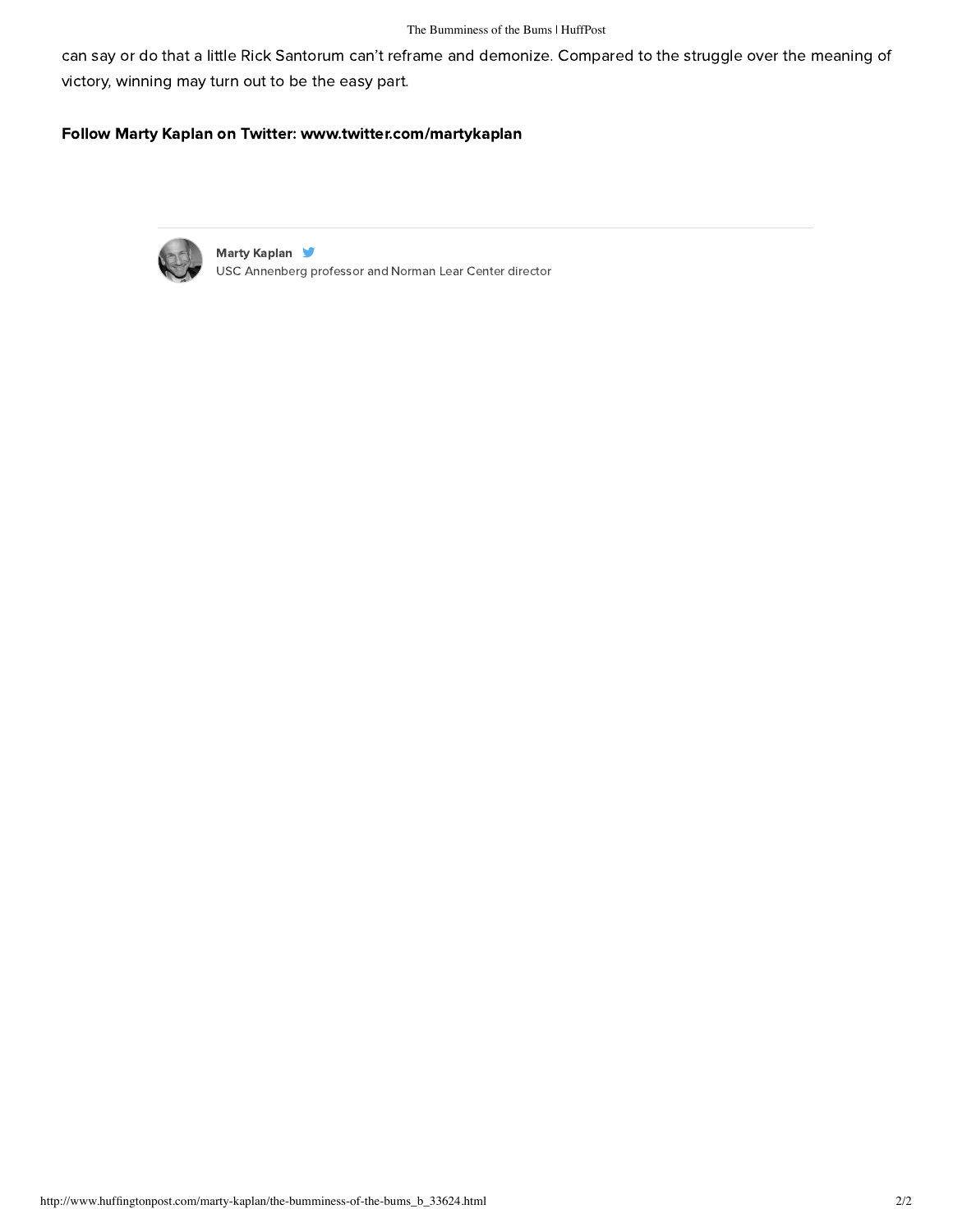can say or do that a little Rick Santorum can't reframe and demonize. Compared to the struggle over the meaning of victory, winning may turn out to be the easy part.

**Follow Marty Kaplan on Twitter: www.twitter.com/martykaplan**

---

**Marty Kaplan**
USC Annenberg professor and Norman Lear Center director